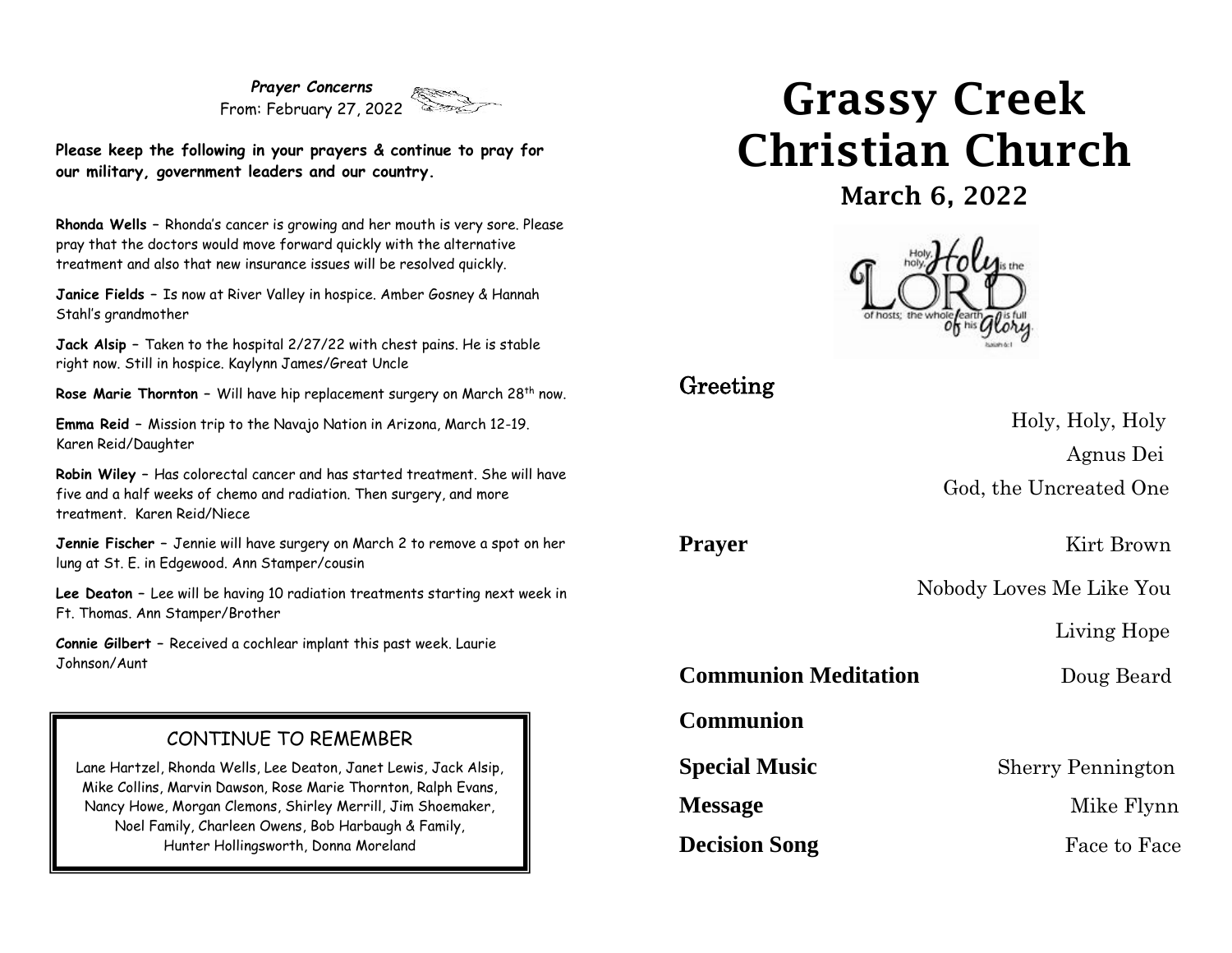***Prayer Concerns***
From: February 27, 2022

**Please keep the following in your prayers & continue to pray for our military, government leaders and our country.**

**Rhonda Wells** – Rhonda's cancer is growing and her mouth is very sore. Please pray that the doctors would move forward quickly with the alternative treatment and also that new insurance issues will be resolved quickly.

**Janice Fields** – Is now at River Valley in hospice. Amber Gosney & Hannah Stahl's grandmother

**Jack Alsip** – Taken to the hospital 2/27/22 with chest pains. He is stable right now. Still in hospice. Kaylynn James/Great Uncle

**Rose Marie Thornton** – Will have hip replacement surgery on March 28th now.

**Emma Reid** – Mission trip to the Navajo Nation in Arizona, March 12-19. Karen Reid/Daughter

**Robin Wiley** – Has colorectal cancer and has started treatment. She will have five and a half weeks of chemo and radiation. Then surgery, and more treatment. Karen Reid/Niece

**Jennie Fischer** – Jennie will have surgery on March 2 to remove a spot on her lung at St. E. in Edgewood. Ann Stamper/cousin

**Lee Deaton** – Lee will be having 10 radiation treatments starting next week in Ft. Thomas. Ann Stamper/Brother

**Connie Gilbert** – Received a cochlear implant this past week. Laurie Johnson/Aunt

## CONTINUE TO REMEMBER

Lane Hartzel, Rhonda Wells, Lee Deaton, Janet Lewis, Jack Alsip, Mike Collins, Marvin Dawson, Rose Marie Thornton, Ralph Evans, Nancy Howe, Morgan Clemons, Shirley Merrill, Jim Shoemaker, Noel Family, Charleen Owens, Bob Harbaugh & Family, Hunter Hollingsworth, Donna Moreland

# Grassy Creek Christian Church

## March 6, 2022

Holy, holy, Holy is the LORD of hosts; the whole earth is full of his Glory. Isaiah 6:3

## Greeting

Holy, Holy, Holy

Agnus Dei

God, the Uncreated One

**Prayer** — Kirt Brown

Nobody Loves Me Like You

Living Hope

**Communion Meditation** — Doug Beard

**Communion**

**Special Music** — Sherry Pennington

**Message** — Mike Flynn

**Decision Song** — Face to Face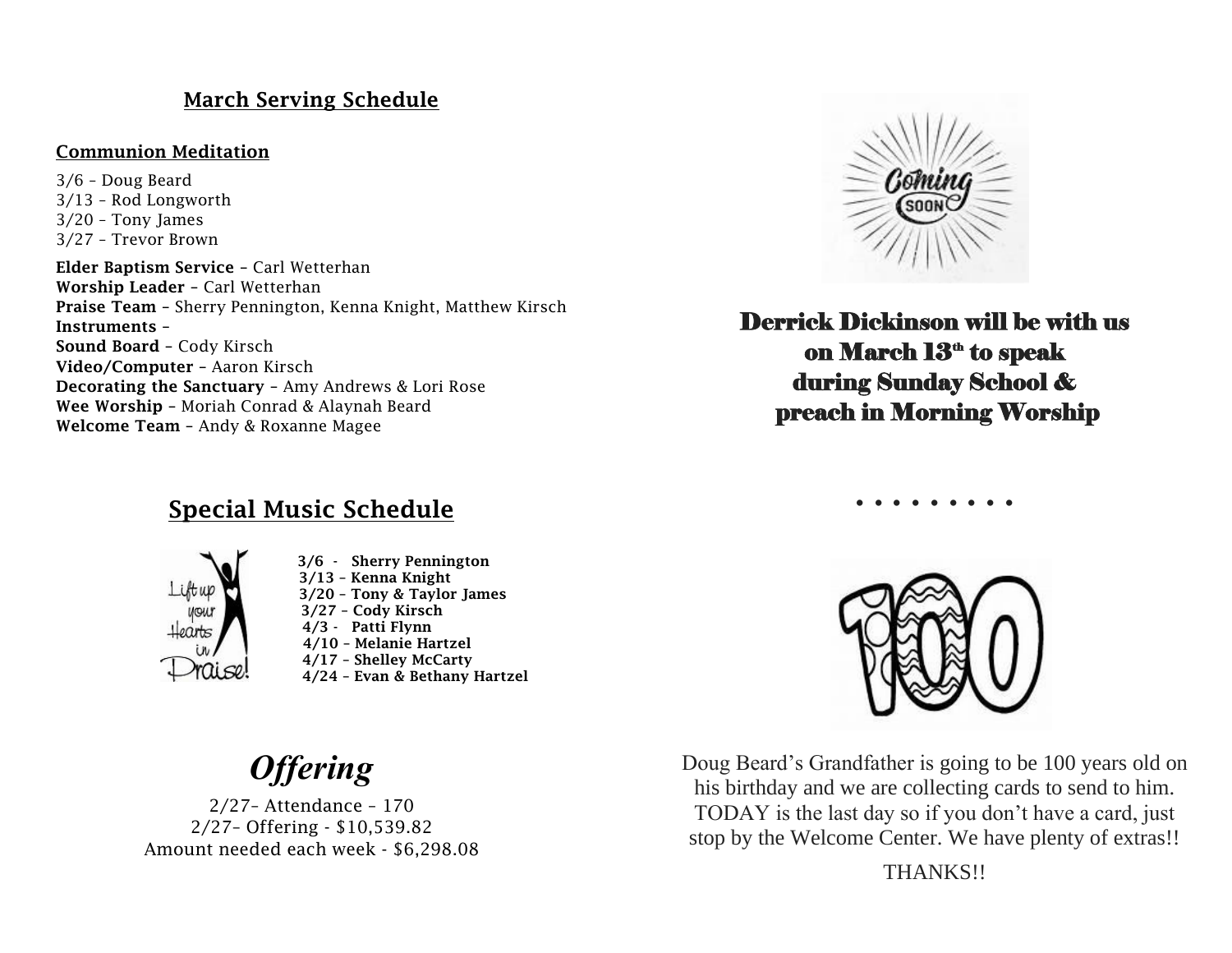## March Serving Schedule

**Communion Meditation**

3/6 – Doug Beard
3/13 – Rod Longworth
3/20 – Tony James
3/27 – Trevor Brown

**Elder Baptism Service** – Carl Wetterhan
**Worship Leader** – Carl Wetterhan
**Praise Team** – Sherry Pennington, Kenna Knight, Matthew Kirsch
**Instruments** –
**Sound Board** – Cody Kirsch
**Video/Computer** – Aaron Kirsch
**Decorating the Sanctuary** – Amy Andrews & Lori Rose
**Wee Worship** – Moriah Conrad & Alaynah Beard
**Welcome Team** – Andy & Roxanne Magee

## Special Music Schedule

Lift up your Hearts in Praise!

**3/6 - Sherry Pennington**
**3/13 – Kenna Knight**
**3/20 – Tony & Taylor James**
**3/27 – Cody Kirsch**
**4/3 - Patti Flynn**
**4/10 – Melanie Hartzel**
**4/17 – Shelley McCarty**
**4/24 – Evan & Bethany Hartzel**

## *Offering*

2/27– Attendance – 170
2/27– Offering - $10,539.82
Amount needed each week - $6,298.08

Coming SOON

**Derrick Dickinson will be with us on March 13th to speak during Sunday School & preach in Morning Worship**

. . . . . . . . .

100

Doug Beard's Grandfather is going to be 100 years old on his birthday and we are collecting cards to send to him. TODAY is the last day so if you don't have a card, just stop by the Welcome Center. We have plenty of extras!!

THANKS!!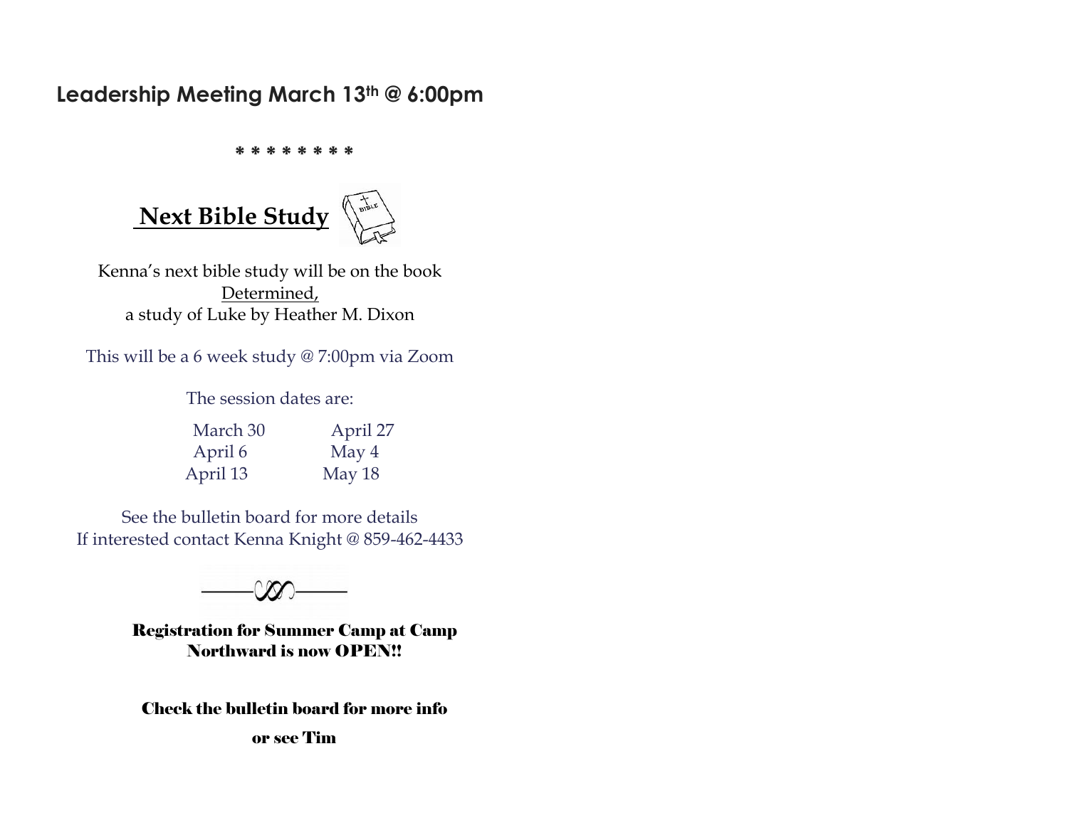**Leadership Meeting March 13th @ 6:00pm**

* * * * * * * * *

## Next Bible Study

Kenna's next bible study will be on the book
Determined,
a study of Luke by Heather M. Dixon

This will be a 6 week study @ 7:00pm via Zoom

The session dates are:

| | |
|---|---|
| March 30 | April 27 |
| April 6 | May 4 |
| April 13 | May 18 |

See the bulletin board for more details
If interested contact Kenna Knight @ 859-462-4433

**Registration for Summer Camp at Camp Northward is now OPEN!!**

**Check the bulletin board for more info**

**or see Tim**